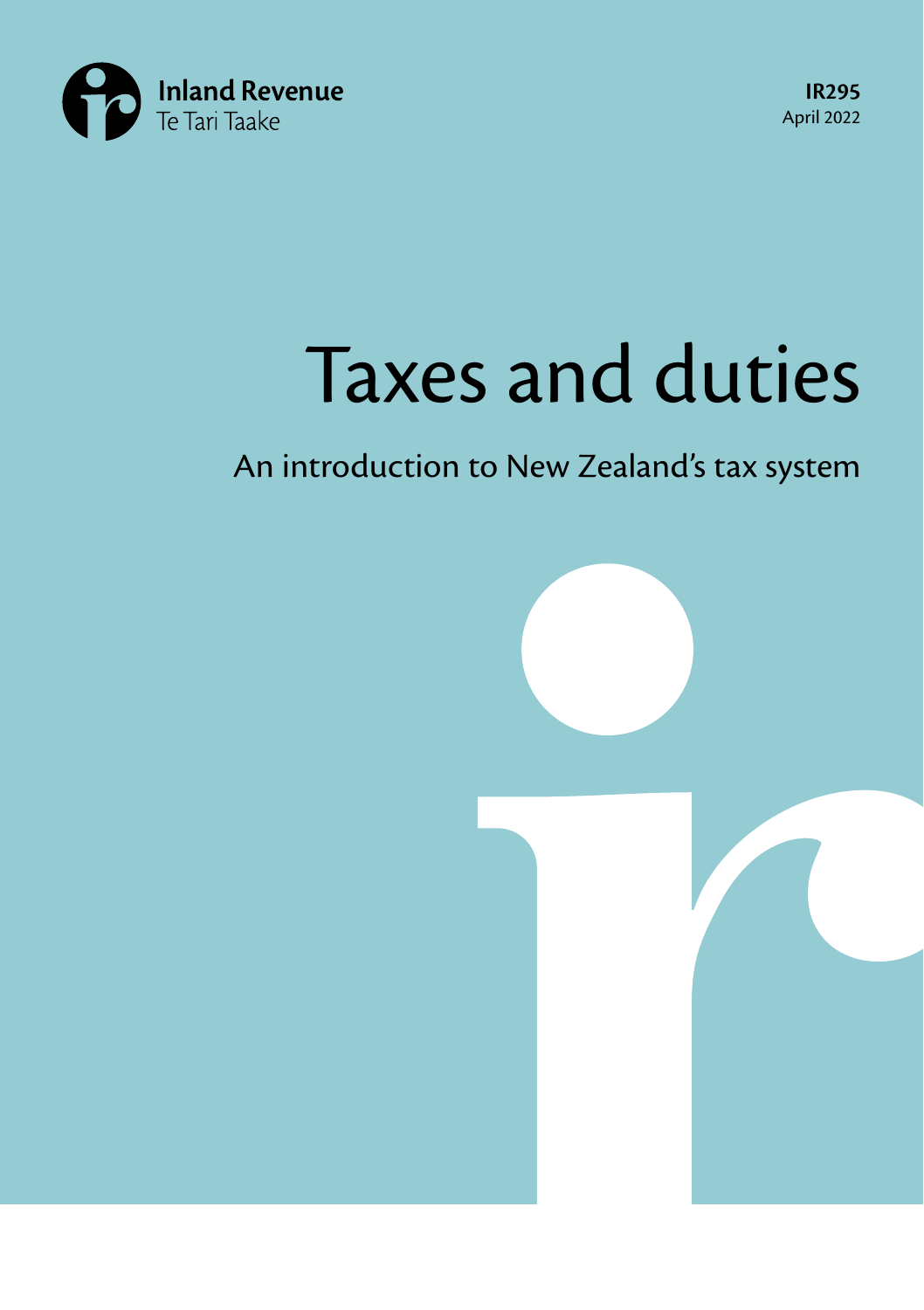Inland Revenue
Te Tari Taake

**IR295**
April 2022

# Taxes and duties

## An introduction to New Zealand's tax system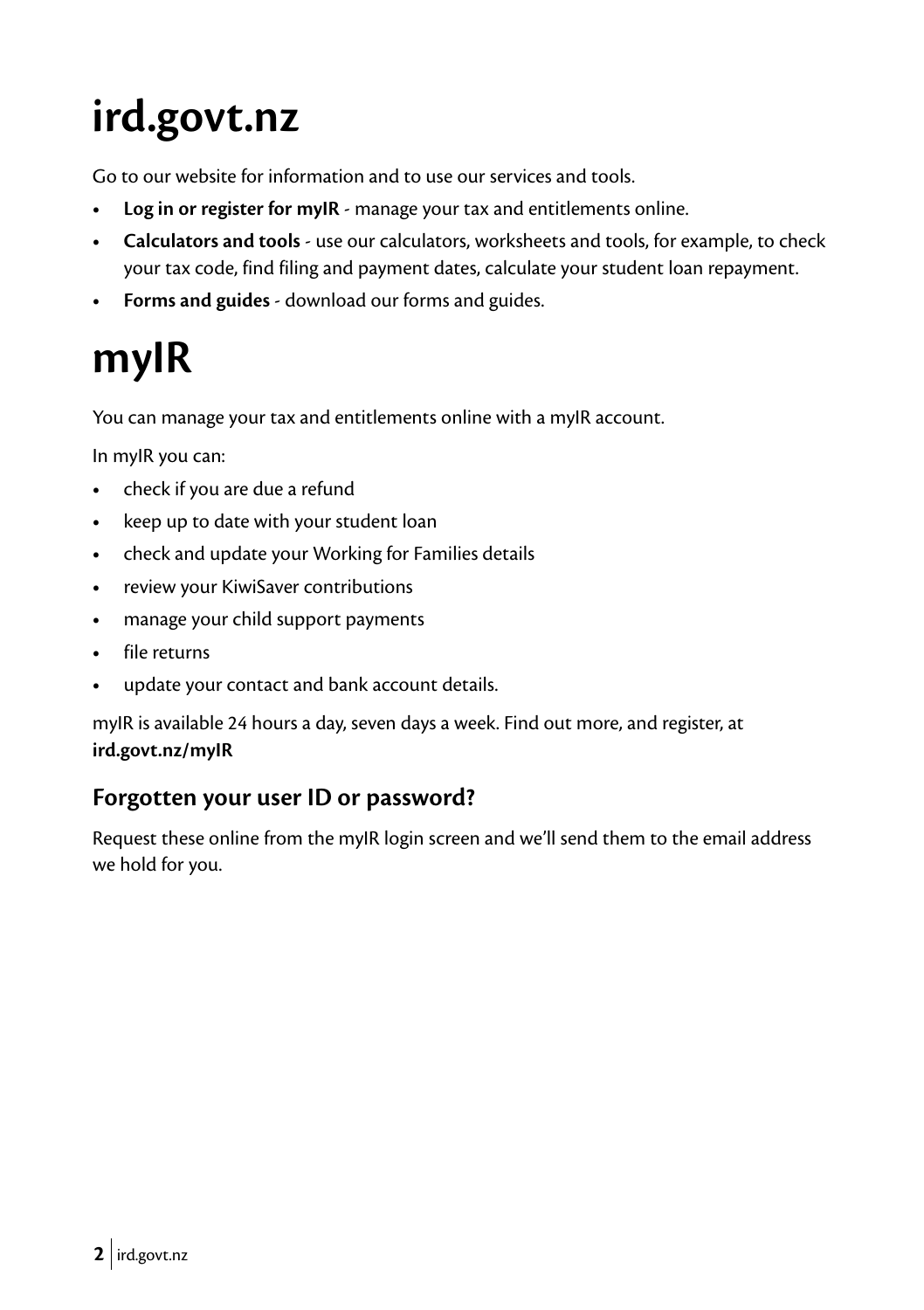# ird.govt.nz

Go to our website for information and to use our services and tools.

- **Log in or register for myIR** - manage your tax and entitlements online.
- **Calculators and tools** - use our calculators, worksheets and tools, for example, to check your tax code, find filing and payment dates, calculate your student loan repayment.
- **Forms and guides** - download our forms and guides.

# myIR

You can manage your tax and entitlements online with a myIR account.

In myIR you can:

- check if you are due a refund
- keep up to date with your student loan
- check and update your Working for Families details
- review your KiwiSaver contributions
- manage your child support payments
- file returns
- update your contact and bank account details.

myIR is available 24 hours a day, seven days a week. Find out more, and register, at **ird.govt.nz/myIR**

## Forgotten your user ID or password?

Request these online from the myIR login screen and we'll send them to the email address we hold for you.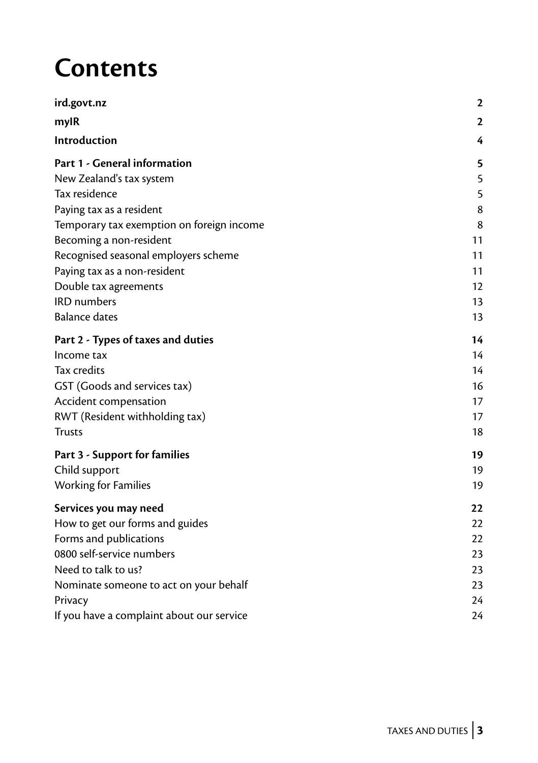# Contents

| | |
|---|---|
| **ird.govt.nz** | **2** |
| **myIR** | **2** |
| **Introduction** | **4** |
| **Part 1 - General information** | **5** |
| New Zealand's tax system | 5 |
| Tax residence | 5 |
| Paying tax as a resident | 8 |
| Temporary tax exemption on foreign income | 8 |
| Becoming a non-resident | 11 |
| Recognised seasonal employers scheme | 11 |
| Paying tax as a non-resident | 11 |
| Double tax agreements | 12 |
| IRD numbers | 13 |
| Balance dates | 13 |
| **Part 2 - Types of taxes and duties** | **14** |
| Income tax | 14 |
| Tax credits | 14 |
| GST (Goods and services tax) | 16 |
| Accident compensation | 17 |
| RWT (Resident withholding tax) | 17 |
| Trusts | 18 |
| **Part 3 - Support for families** | **19** |
| Child support | 19 |
| Working for Families | 19 |
| **Services you may need** | **22** |
| How to get our forms and guides | 22 |
| Forms and publications | 22 |
| 0800 self-service numbers | 23 |
| Need to talk to us? | 23 |
| Nominate someone to act on your behalf | 23 |
| Privacy | 24 |
| If you have a complaint about our service | 24 |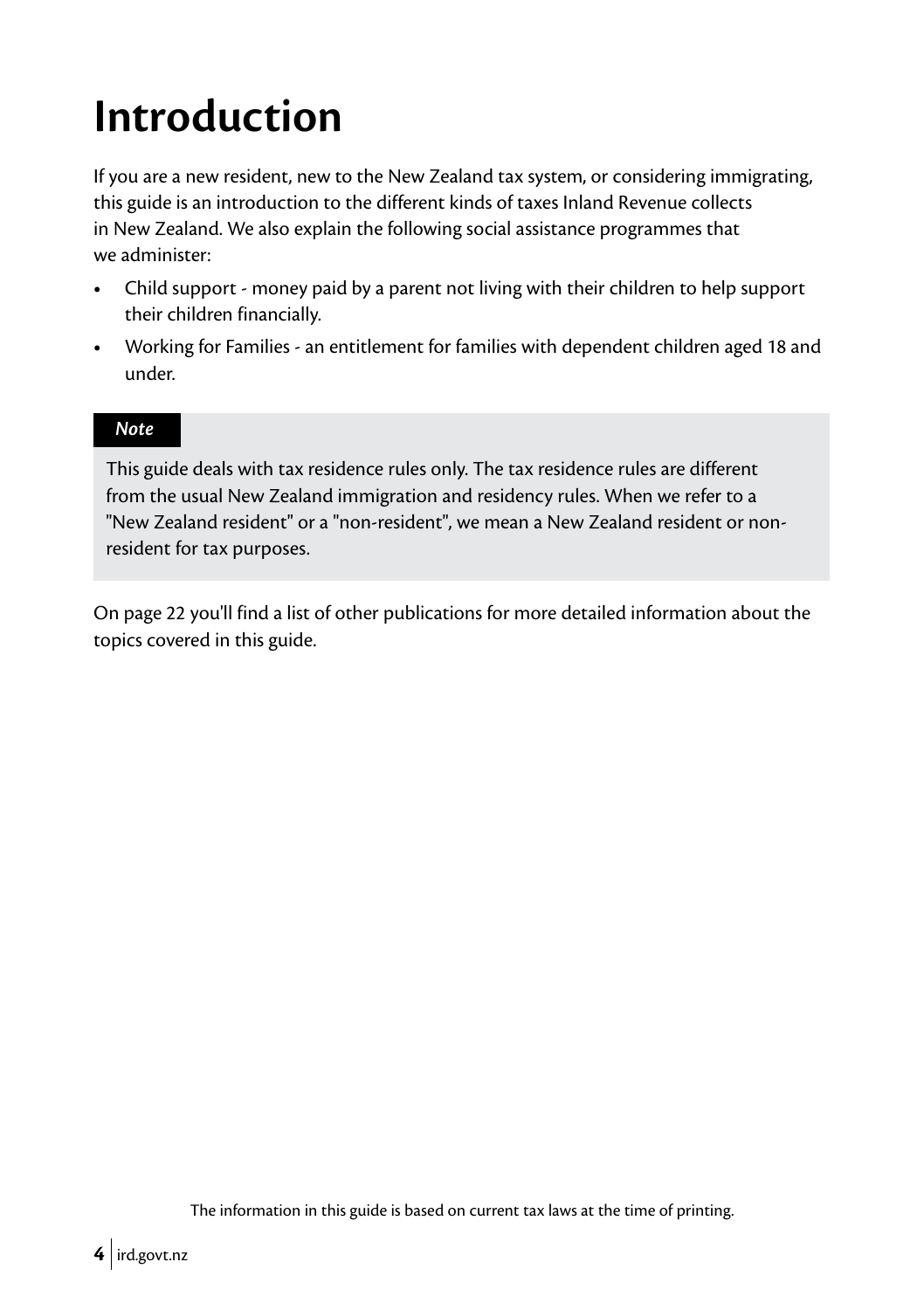# Introduction

If you are a new resident, new to the New Zealand tax system, or considering immigrating, this guide is an introduction to the different kinds of taxes Inland Revenue collects in New Zealand. We also explain the following social assistance programmes that we administer:

- Child support - money paid by a parent not living with their children to help support their children financially.
- Working for Families - an entitlement for families with dependent children aged 18 and under.

> ***Note***
>
> This guide deals with tax residence rules only. The tax residence rules are different from the usual New Zealand immigration and residency rules. When we refer to a "New Zealand resident" or a "non-resident", we mean a New Zealand resident or non-resident for tax purposes.

On page 22 you'll find a list of other publications for more detailed information about the topics covered in this guide.

The information in this guide is based on current tax laws at the time of printing.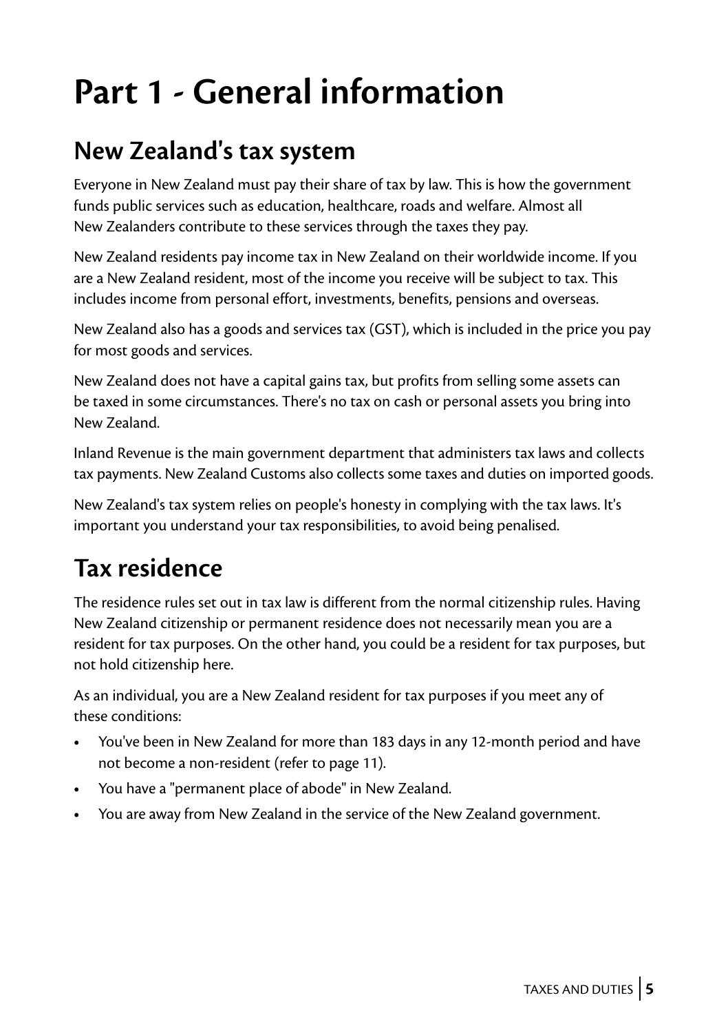# Part 1 - General information

## New Zealand's tax system

Everyone in New Zealand must pay their share of tax by law. This is how the government funds public services such as education, healthcare, roads and welfare. Almost all New Zealanders contribute to these services through the taxes they pay.

New Zealand residents pay income tax in New Zealand on their worldwide income. If you are a New Zealand resident, most of the income you receive will be subject to tax. This includes income from personal effort, investments, benefits, pensions and overseas.

New Zealand also has a goods and services tax (GST), which is included in the price you pay for most goods and services.

New Zealand does not have a capital gains tax, but profits from selling some assets can be taxed in some circumstances. There's no tax on cash or personal assets you bring into New Zealand.

Inland Revenue is the main government department that administers tax laws and collects tax payments. New Zealand Customs also collects some taxes and duties on imported goods.

New Zealand's tax system relies on people's honesty in complying with the tax laws. It's important you understand your tax responsibilities, to avoid being penalised.

## Tax residence

The residence rules set out in tax law is different from the normal citizenship rules. Having New Zealand citizenship or permanent residence does not necessarily mean you are a resident for tax purposes. On the other hand, you could be a resident for tax purposes, but not hold citizenship here.

As an individual, you are a New Zealand resident for tax purposes if you meet any of these conditions:

- You've been in New Zealand for more than 183 days in any 12-month period and have not become a non-resident (refer to page 11).
- You have a "permanent place of abode" in New Zealand.
- You are away from New Zealand in the service of the New Zealand government.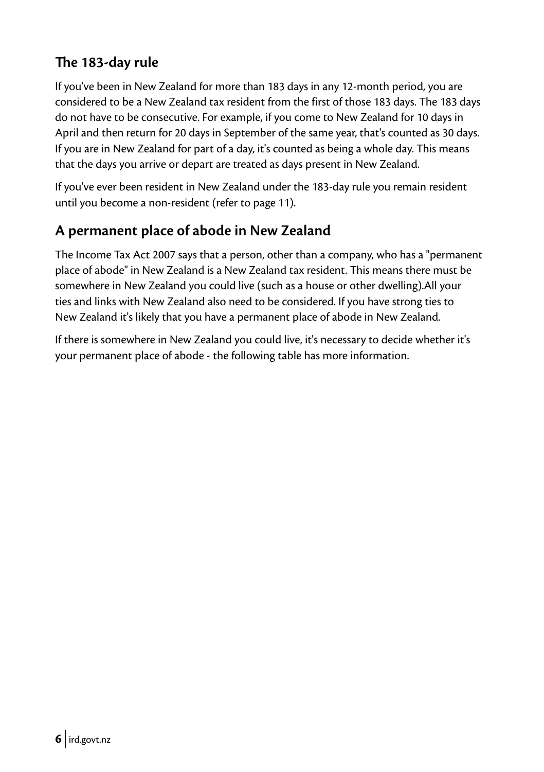## The 183-day rule

If you've been in New Zealand for more than 183 days in any 12-month period, you are considered to be a New Zealand tax resident from the first of those 183 days. The 183 days do not have to be consecutive. For example, if you come to New Zealand for 10 days in April and then return for 20 days in September of the same year, that's counted as 30 days. If you are in New Zealand for part of a day, it's counted as being a whole day. This means that the days you arrive or depart are treated as days present in New Zealand.

If you've ever been resident in New Zealand under the 183-day rule you remain resident until you become a non-resident (refer to page 11).

## A permanent place of abode in New Zealand

The Income Tax Act 2007 says that a person, other than a company, who has a "permanent place of abode" in New Zealand is a New Zealand tax resident. This means there must be somewhere in New Zealand you could live (such as a house or other dwelling).All your ties and links with New Zealand also need to be considered. If you have strong ties to New Zealand it's likely that you have a permanent place of abode in New Zealand.

If there is somewhere in New Zealand you could live, it's necessary to decide whether it's your permanent place of abode - the following table has more information.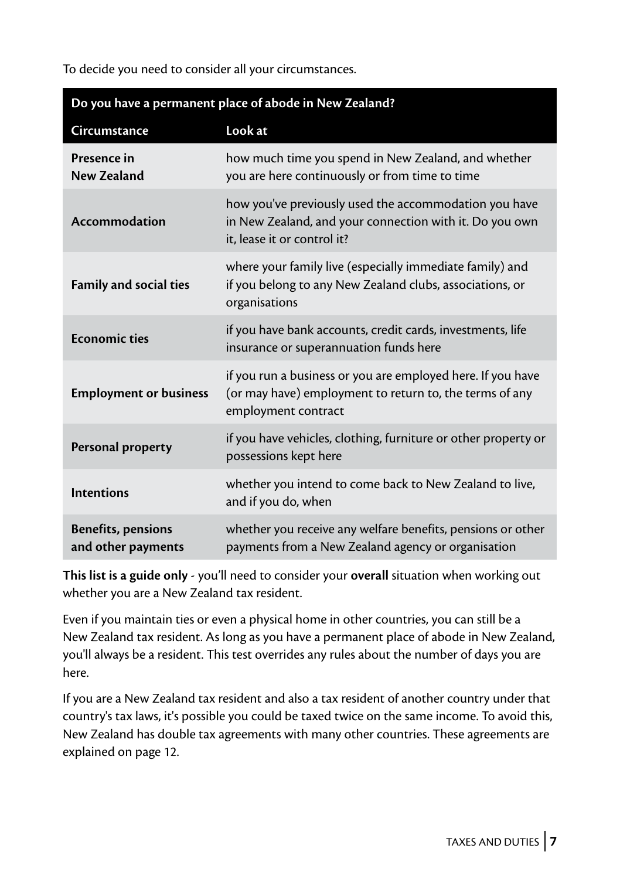To decide you need to consider all your circumstances.

| Do you have a permanent place of abode in New Zealand? | |
|---|---|
| **Circumstance** | **Look at** |
| **Presence in New Zealand** | how much time you spend in New Zealand, and whether you are here continuously or from time to time |
| **Accommodation** | how you've previously used the accommodation you have in New Zealand, and your connection with it. Do you own it, lease it or control it? |
| **Family and social ties** | where your family live (especially immediate family) and if you belong to any New Zealand clubs, associations, or organisations |
| **Economic ties** | if you have bank accounts, credit cards, investments, life insurance or superannuation funds here |
| **Employment or business** | if you run a business or you are employed here. If you have (or may have) employment to return to, the terms of any employment contract |
| **Personal property** | if you have vehicles, clothing, furniture or other property or possessions kept here |
| **Intentions** | whether you intend to come back to New Zealand to live, and if you do, when |
| **Benefits, pensions and other payments** | whether you receive any welfare benefits, pensions or other payments from a New Zealand agency or organisation |

**This list is a guide only** - you'll need to consider your **overall** situation when working out whether you are a New Zealand tax resident.

Even if you maintain ties or even a physical home in other countries, you can still be a New Zealand tax resident. As long as you have a permanent place of abode in New Zealand, you'll always be a resident. This test overrides any rules about the number of days you are here.

If you are a New Zealand tax resident and also a tax resident of another country under that country's tax laws, it's possible you could be taxed twice on the same income. To avoid this, New Zealand has double tax agreements with many other countries. These agreements are explained on page 12.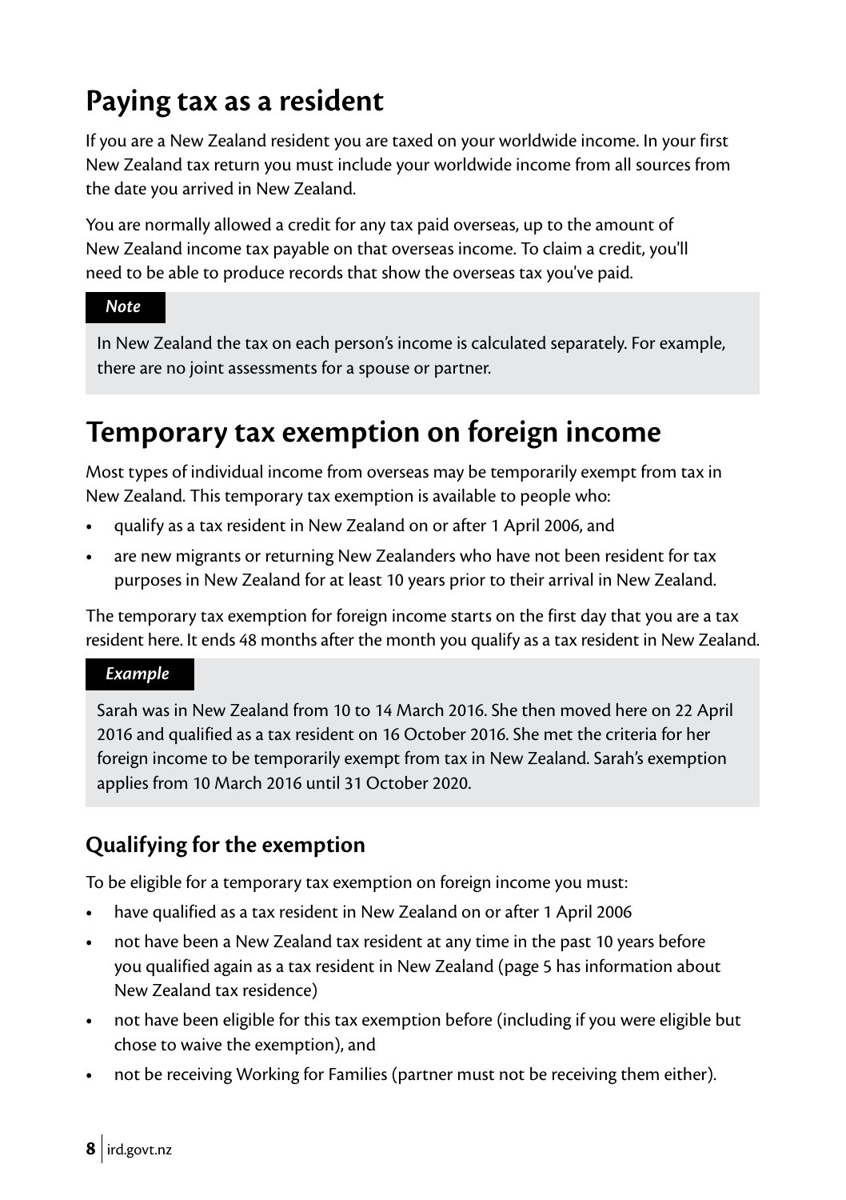# Paying tax as a resident

If you are a New Zealand resident you are taxed on your worldwide income. In your first New Zealand tax return you must include your worldwide income from all sources from the date you arrived in New Zealand.

You are normally allowed a credit for any tax paid overseas, up to the amount of New Zealand income tax payable on that overseas income. To claim a credit, you'll need to be able to produce records that show the overseas tax you've paid.

> ***Note***
>
> In New Zealand the tax on each person's income is calculated separately. For example, there are no joint assessments for a spouse or partner.

# Temporary tax exemption on foreign income

Most types of individual income from overseas may be temporarily exempt from tax in New Zealand. This temporary tax exemption is available to people who:

- qualify as a tax resident in New Zealand on or after 1 April 2006, and
- are new migrants or returning New Zealanders who have not been resident for tax purposes in New Zealand for at least 10 years prior to their arrival in New Zealand.

The temporary tax exemption for foreign income starts on the first day that you are a tax resident here. It ends 48 months after the month you qualify as a tax resident in New Zealand.

> ***Example***
>
> Sarah was in New Zealand from 10 to 14 March 2016. She then moved here on 22 April 2016 and qualified as a tax resident on 16 October 2016. She met the criteria for her foreign income to be temporarily exempt from tax in New Zealand. Sarah's exemption applies from 10 March 2016 until 31 October 2020.

## Qualifying for the exemption

To be eligible for a temporary tax exemption on foreign income you must:

- have qualified as a tax resident in New Zealand on or after 1 April 2006
- not have been a New Zealand tax resident at any time in the past 10 years before you qualified again as a tax resident in New Zealand (page 5 has information about New Zealand tax residence)
- not have been eligible for this tax exemption before (including if you were eligible but chose to waive the exemption), and
- not be receiving Working for Families (partner must not be receiving them either).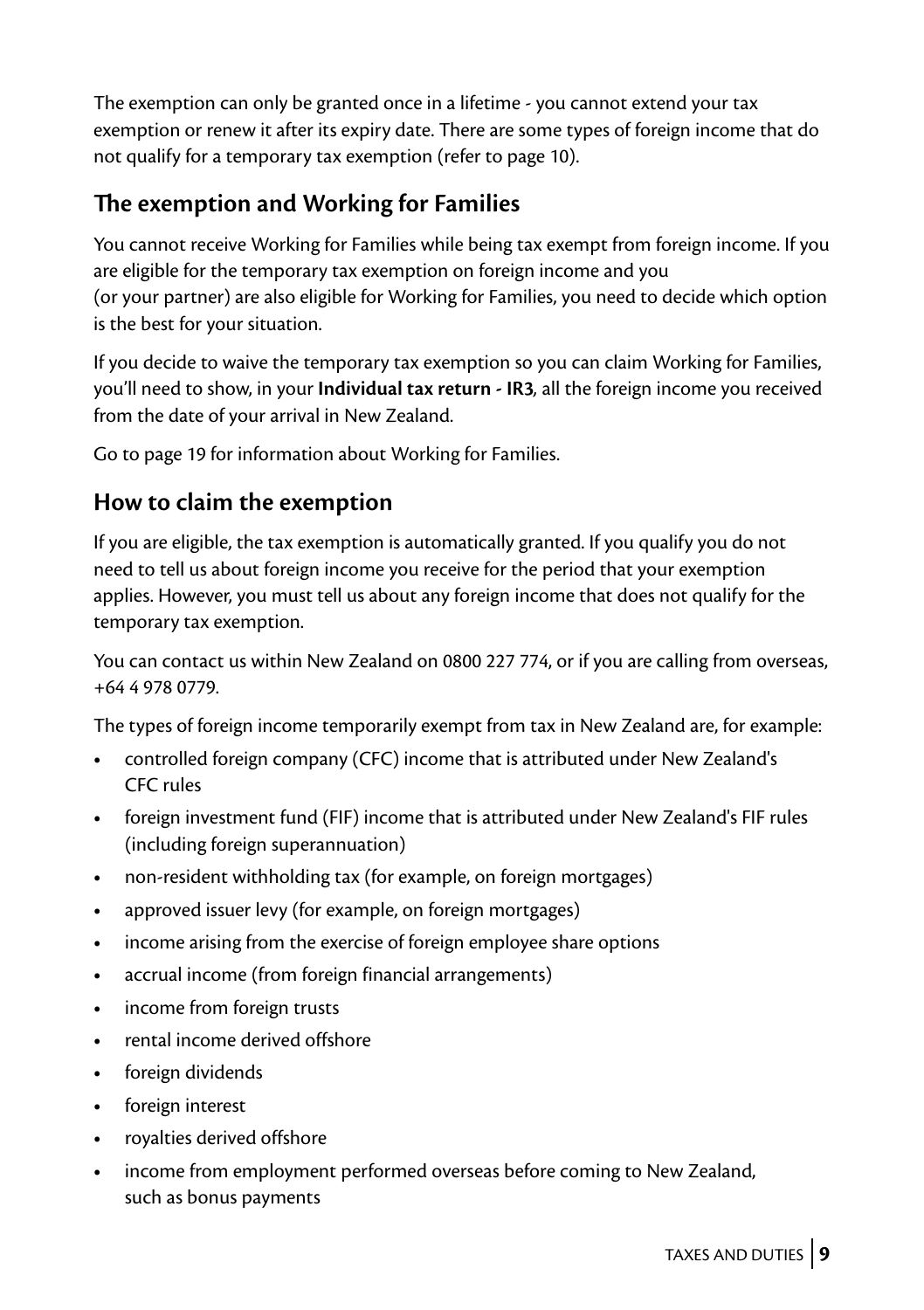The exemption can only be granted once in a lifetime - you cannot extend your tax exemption or renew it after its expiry date. There are some types of foreign income that do not qualify for a temporary tax exemption (refer to page 10).

## The exemption and Working for Families

You cannot receive Working for Families while being tax exempt from foreign income. If you are eligible for the temporary tax exemption on foreign income and you (or your partner) are also eligible for Working for Families, you need to decide which option is the best for your situation.

If you decide to waive the temporary tax exemption so you can claim Working for Families, you'll need to show, in your **Individual tax return - IR3**, all the foreign income you received from the date of your arrival in New Zealand.

Go to page 19 for information about Working for Families.

## How to claim the exemption

If you are eligible, the tax exemption is automatically granted. If you qualify you do not need to tell us about foreign income you receive for the period that your exemption applies. However, you must tell us about any foreign income that does not qualify for the temporary tax exemption.

You can contact us within New Zealand on 0800 227 774, or if you are calling from overseas, +64 4 978 0779.

The types of foreign income temporarily exempt from tax in New Zealand are, for example:

- controlled foreign company (CFC) income that is attributed under New Zealand's CFC rules
- foreign investment fund (FIF) income that is attributed under New Zealand's FIF rules (including foreign superannuation)
- non-resident withholding tax (for example, on foreign mortgages)
- approved issuer levy (for example, on foreign mortgages)
- income arising from the exercise of foreign employee share options
- accrual income (from foreign financial arrangements)
- income from foreign trusts
- rental income derived offshore
- foreign dividends
- foreign interest
- royalties derived offshore
- income from employment performed overseas before coming to New Zealand, such as bonus payments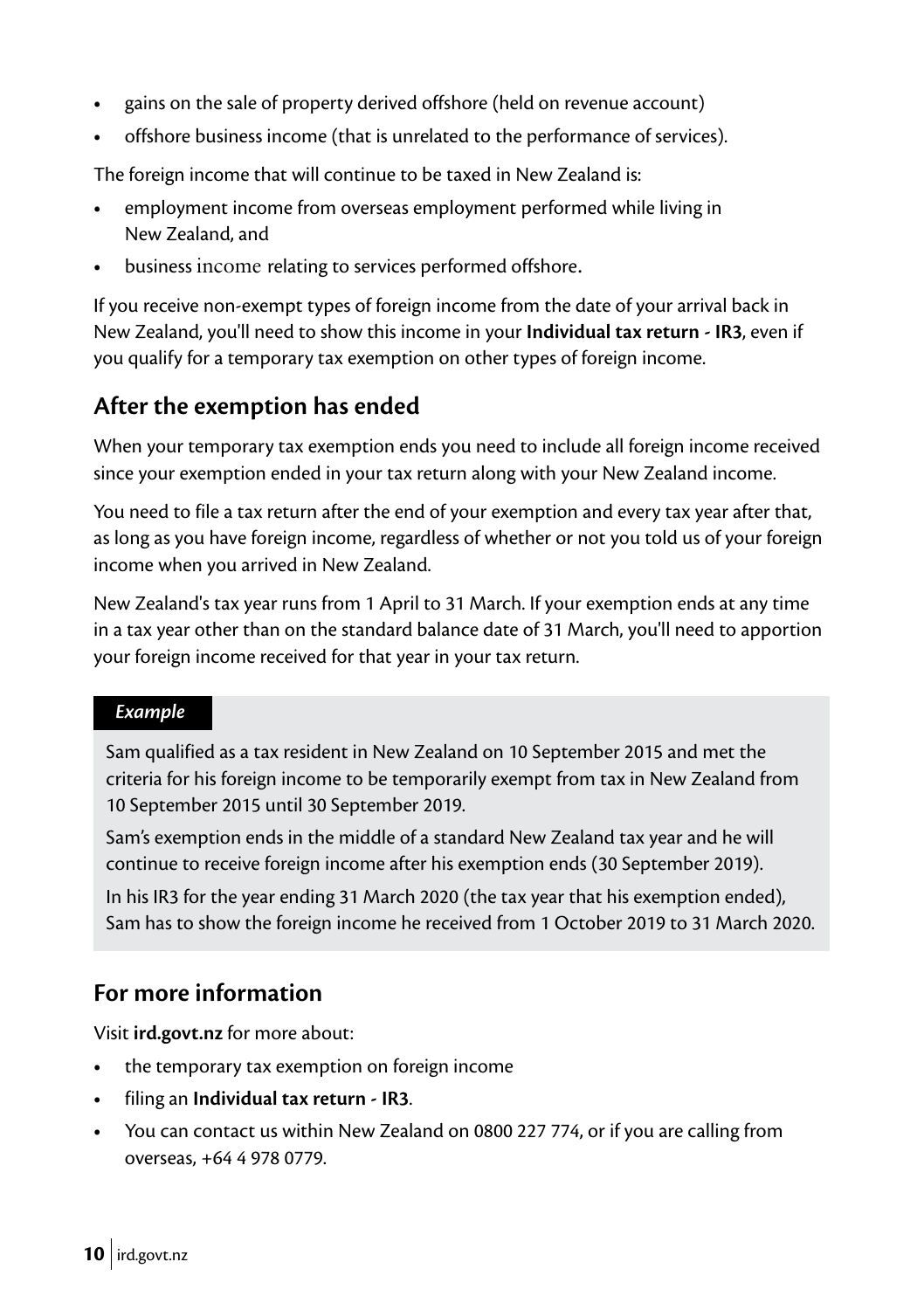- gains on the sale of property derived offshore (held on revenue account)
- offshore business income (that is unrelated to the performance of services).

The foreign income that will continue to be taxed in New Zealand is:

- employment income from overseas employment performed while living in New Zealand, and
- business income relating to services performed offshore.

If you receive non-exempt types of foreign income from the date of your arrival back in New Zealand, you'll need to show this income in your **Individual tax return - IR3**, even if you qualify for a temporary tax exemption on other types of foreign income.

## After the exemption has ended

When your temporary tax exemption ends you need to include all foreign income received since your exemption ended in your tax return along with your New Zealand income.

You need to file a tax return after the end of your exemption and every tax year after that, as long as you have foreign income, regardless of whether or not you told us of your foreign income when you arrived in New Zealand.

New Zealand's tax year runs from 1 April to 31 March. If your exemption ends at any time in a tax year other than on the standard balance date of 31 March, you'll need to apportion your foreign income received for that year in your tax return.

> ***Example***
>
> Sam qualified as a tax resident in New Zealand on 10 September 2015 and met the criteria for his foreign income to be temporarily exempt from tax in New Zealand from 10 September 2015 until 30 September 2019.
>
> Sam's exemption ends in the middle of a standard New Zealand tax year and he will continue to receive foreign income after his exemption ends (30 September 2019).
>
> In his IR3 for the year ending 31 March 2020 (the tax year that his exemption ended), Sam has to show the foreign income he received from 1 October 2019 to 31 March 2020.

## For more information

Visit **ird.govt.nz** for more about:

- the temporary tax exemption on foreign income
- filing an **Individual tax return - IR3**.
- You can contact us within New Zealand on 0800 227 774, or if you are calling from overseas, +64 4 978 0779.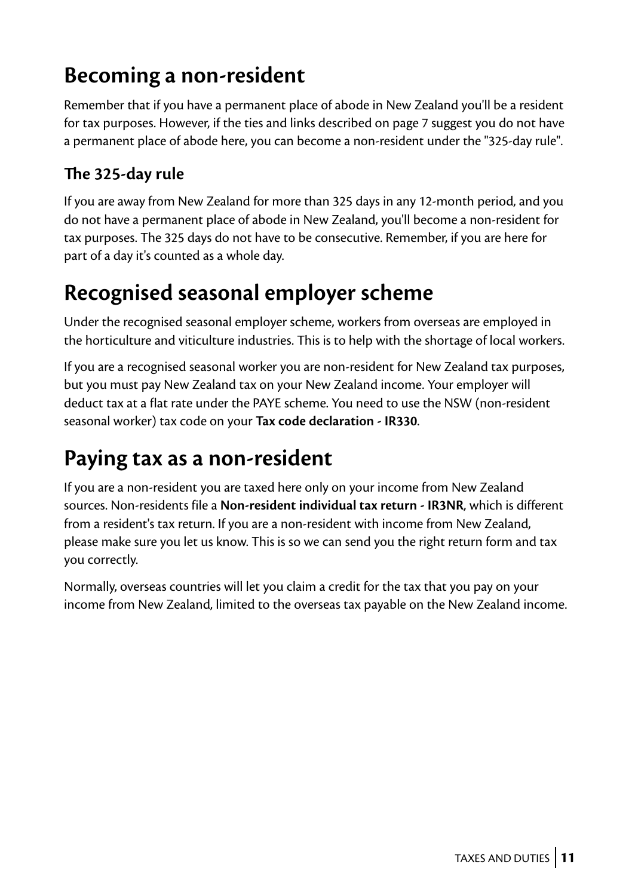## Becoming a non-resident

Remember that if you have a permanent place of abode in New Zealand you'll be a resident for tax purposes. However, if the ties and links described on page 7 suggest you do not have a permanent place of abode here, you can become a non-resident under the "325-day rule".

### The 325-day rule

If you are away from New Zealand for more than 325 days in any 12-month period, and you do not have a permanent place of abode in New Zealand, you'll become a non-resident for tax purposes. The 325 days do not have to be consecutive. Remember, if you are here for part of a day it's counted as a whole day.

## Recognised seasonal employer scheme

Under the recognised seasonal employer scheme, workers from overseas are employed in the horticulture and viticulture industries. This is to help with the shortage of local workers.

If you are a recognised seasonal worker you are non-resident for New Zealand tax purposes, but you must pay New Zealand tax on your New Zealand income. Your employer will deduct tax at a flat rate under the PAYE scheme. You need to use the NSW (non-resident seasonal worker) tax code on your **Tax code declaration - IR330**.

## Paying tax as a non-resident

If you are a non-resident you are taxed here only on your income from New Zealand sources. Non-residents file a **Non-resident individual tax return - IR3NR**, which is different from a resident's tax return. If you are a non-resident with income from New Zealand, please make sure you let us know. This is so we can send you the right return form and tax you correctly.

Normally, overseas countries will let you claim a credit for the tax that you pay on your income from New Zealand, limited to the overseas tax payable on the New Zealand income.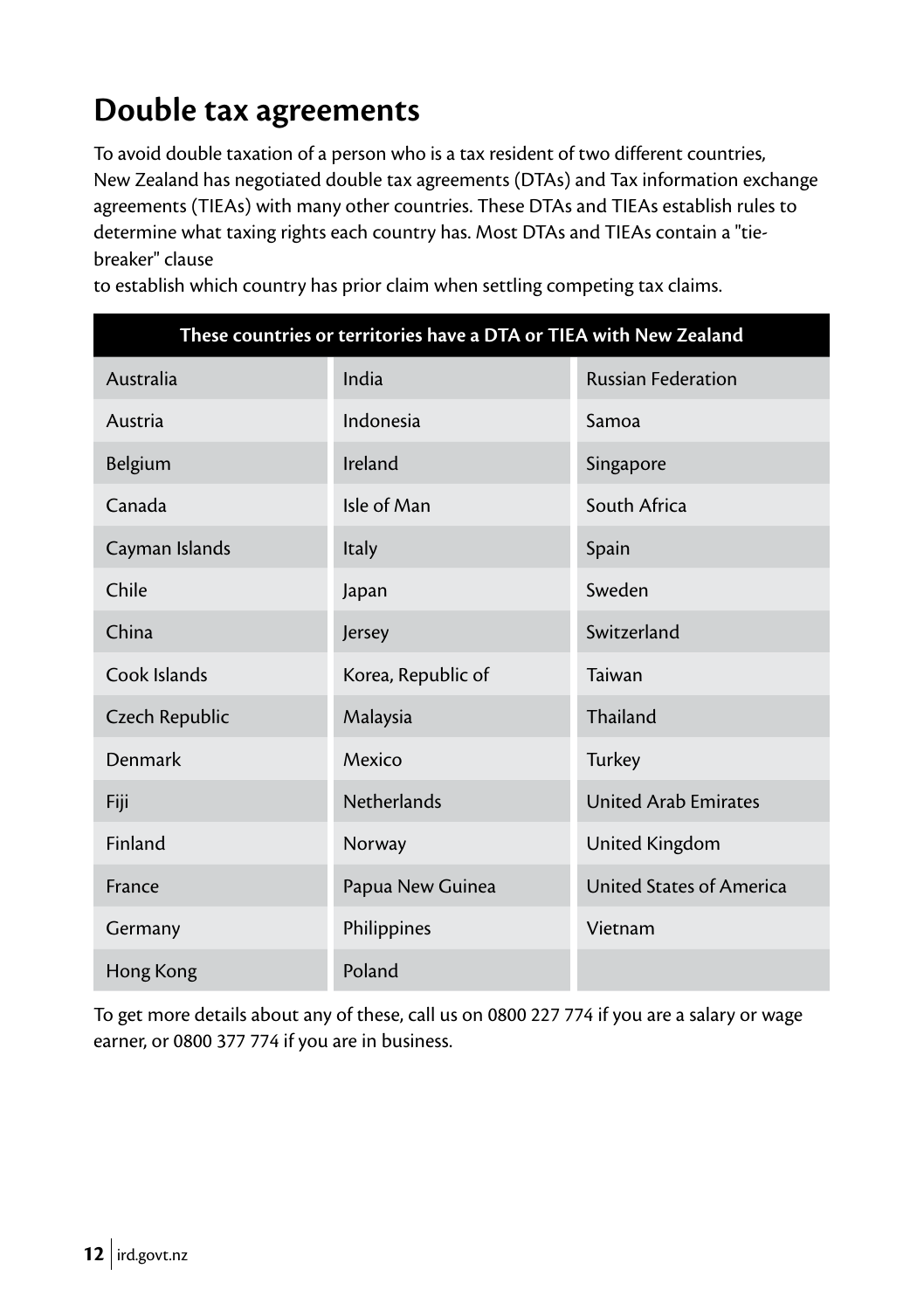# Double tax agreements

To avoid double taxation of a person who is a tax resident of two different countries, New Zealand has negotiated double tax agreements (DTAs) and Tax information exchange agreements (TIEAs) with many other countries. These DTAs and TIEAs establish rules to determine what taxing rights each country has. Most DTAs and TIEAs contain a "tie-breaker" clause to establish which country has prior claim when settling competing tax claims.

| These countries or territories have a DTA or TIEA with New Zealand | | |
|---|---|---|
| Australia | India | Russian Federation |
| Austria | Indonesia | Samoa |
| Belgium | Ireland | Singapore |
| Canada | Isle of Man | South Africa |
| Cayman Islands | Italy | Spain |
| Chile | Japan | Sweden |
| China | Jersey | Switzerland |
| Cook Islands | Korea, Republic of | Taiwan |
| Czech Republic | Malaysia | Thailand |
| Denmark | Mexico | Turkey |
| Fiji | Netherlands | United Arab Emirates |
| Finland | Norway | United Kingdom |
| France | Papua New Guinea | United States of America |
| Germany | Philippines | Vietnam |
| Hong Kong | Poland | |

To get more details about any of these, call us on 0800 227 774 if you are a salary or wage earner, or 0800 377 774 if you are in business.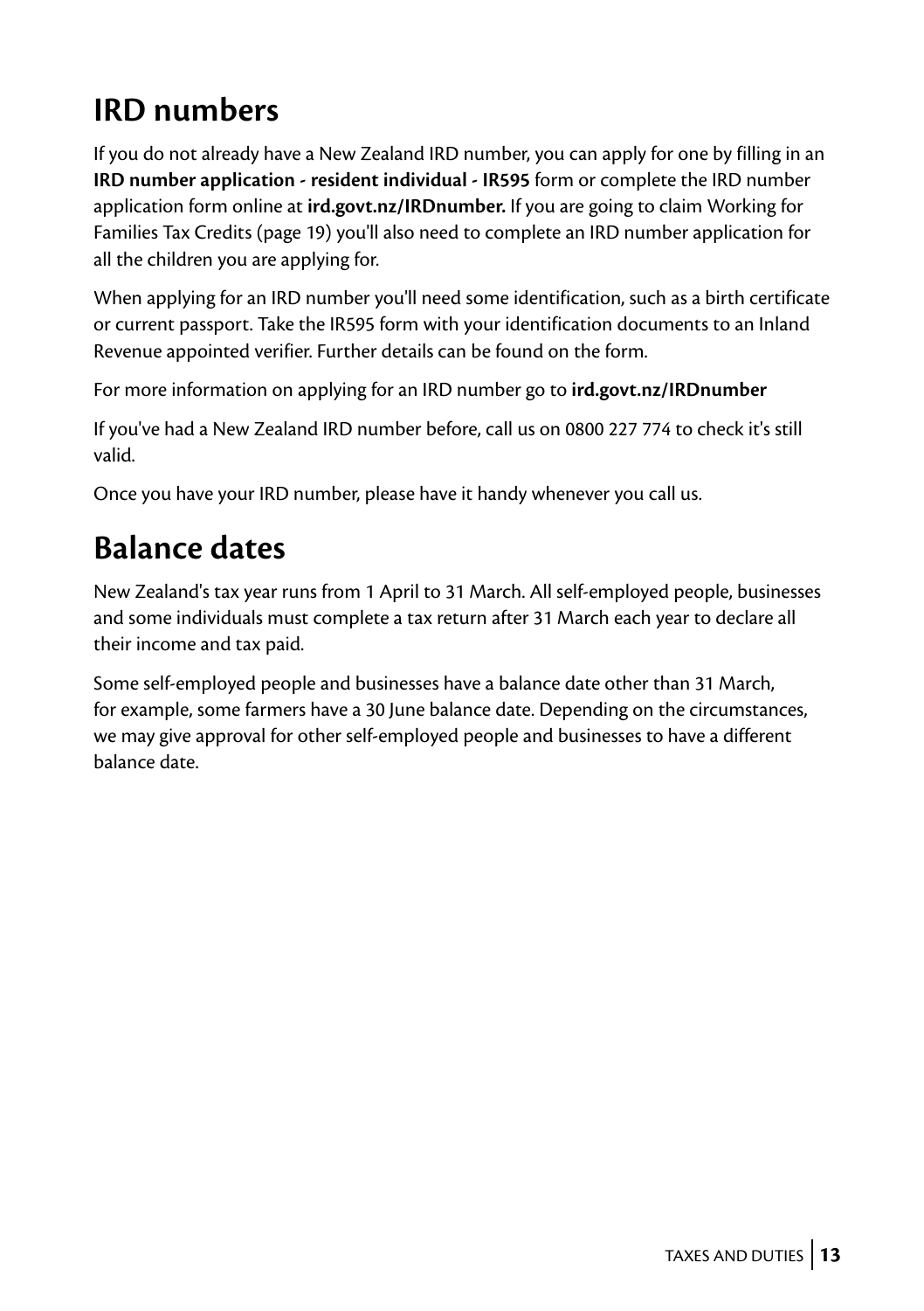# IRD numbers

If you do not already have a New Zealand IRD number, you can apply for one by filling in an **IRD number application - resident individual - IR595** form or complete the IRD number application form online at **ird.govt.nz/IRDnumber.** If you are going to claim Working for Families Tax Credits (page 19) you'll also need to complete an IRD number application for all the children you are applying for.

When applying for an IRD number you'll need some identification, such as a birth certificate or current passport. Take the IR595 form with your identification documents to an Inland Revenue appointed verifier. Further details can be found on the form.

For more information on applying for an IRD number go to **ird.govt.nz/IRDnumber**

If you've had a New Zealand IRD number before, call us on 0800 227 774 to check it's still valid.

Once you have your IRD number, please have it handy whenever you call us.

# Balance dates

New Zealand's tax year runs from 1 April to 31 March. All self-employed people, businesses and some individuals must complete a tax return after 31 March each year to declare all their income and tax paid.

Some self-employed people and businesses have a balance date other than 31 March, for example, some farmers have a 30 June balance date. Depending on the circumstances, we may give approval for other self-employed people and businesses to have a different balance date.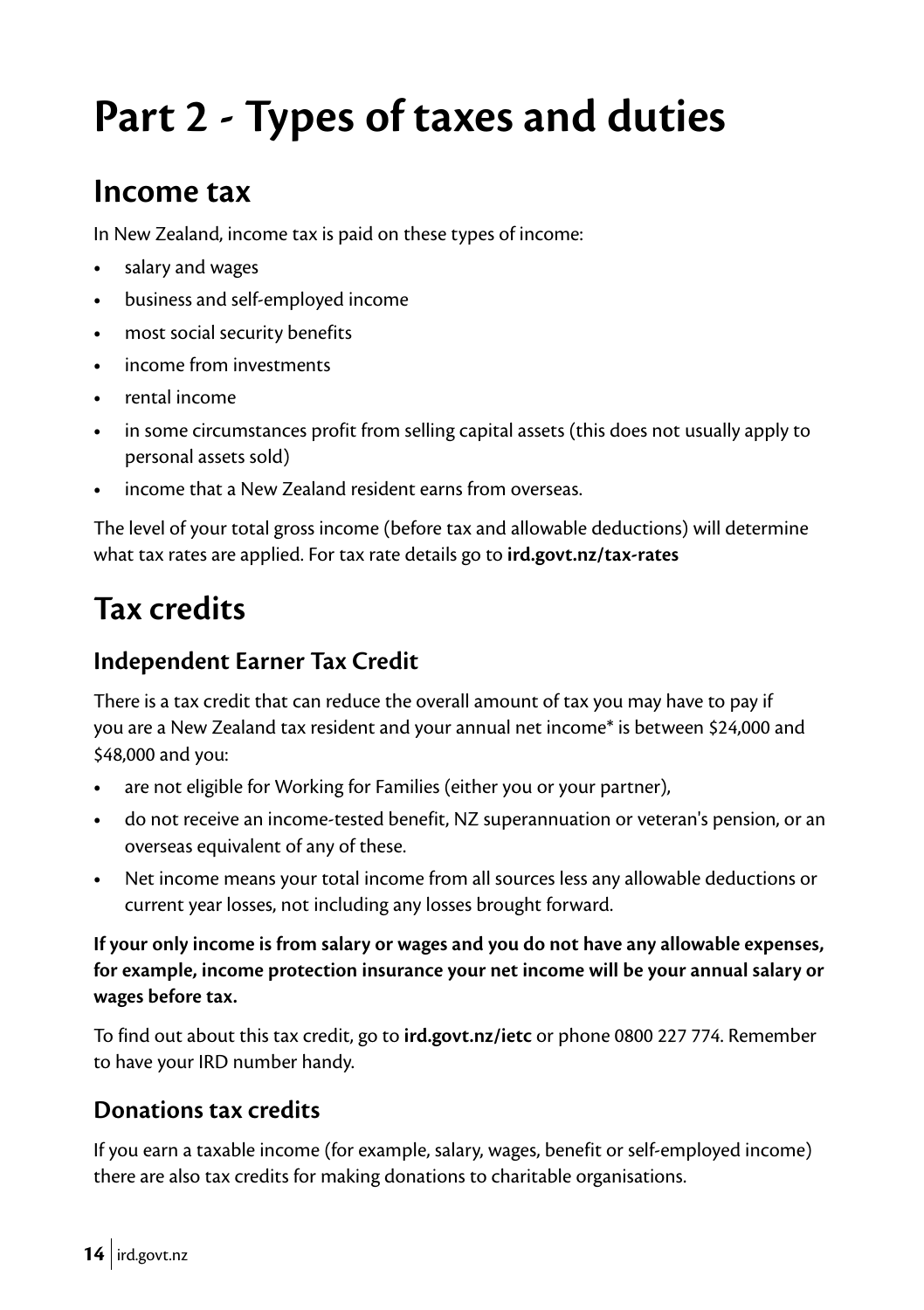# Part 2 - Types of taxes and duties

## Income tax

In New Zealand, income tax is paid on these types of income:

- salary and wages
- business and self-employed income
- most social security benefits
- income from investments
- rental income
- in some circumstances profit from selling capital assets (this does not usually apply to personal assets sold)
- income that a New Zealand resident earns from overseas.

The level of your total gross income (before tax and allowable deductions) will determine what tax rates are applied. For tax rate details go to **ird.govt.nz/tax-rates**

## Tax credits

### Independent Earner Tax Credit

There is a tax credit that can reduce the overall amount of tax you may have to pay if you are a New Zealand tax resident and your annual net income* is between $24,000 and $48,000 and you:

- are not eligible for Working for Families (either you or your partner),
- do not receive an income-tested benefit, NZ superannuation or veteran's pension, or an overseas equivalent of any of these.
- Net income means your total income from all sources less any allowable deductions or current year losses, not including any losses brought forward.

**If your only income is from salary or wages and you do not have any allowable expenses, for example, income protection insurance your net income will be your annual salary or wages before tax.**

To find out about this tax credit, go to **ird.govt.nz/ietc** or phone 0800 227 774. Remember to have your IRD number handy.

### Donations tax credits

If you earn a taxable income (for example, salary, wages, benefit or self-employed income) there are also tax credits for making donations to charitable organisations.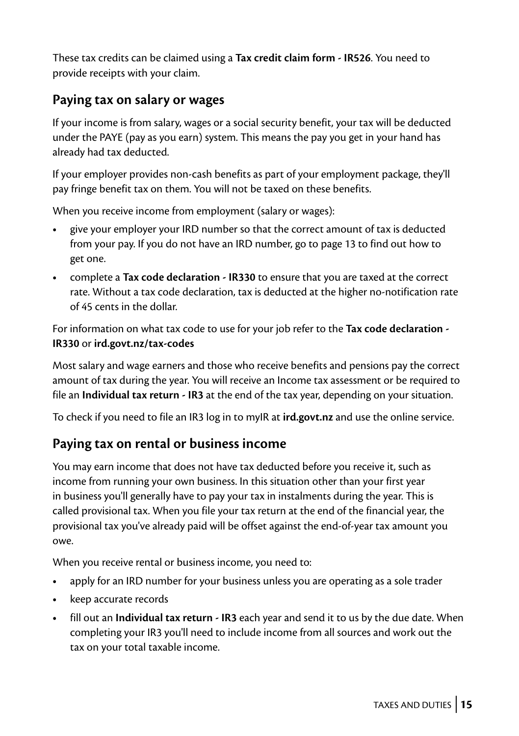These tax credits can be claimed using a **Tax credit claim form - IR526**. You need to provide receipts with your claim.

## Paying tax on salary or wages

If your income is from salary, wages or a social security benefit, your tax will be deducted under the PAYE (pay as you earn) system. This means the pay you get in your hand has already had tax deducted.

If your employer provides non-cash benefits as part of your employment package, they'll pay fringe benefit tax on them. You will not be taxed on these benefits.

When you receive income from employment (salary or wages):

- give your employer your IRD number so that the correct amount of tax is deducted from your pay. If you do not have an IRD number, go to page 13 to find out how to get one.
- complete a **Tax code declaration - IR330** to ensure that you are taxed at the correct rate. Without a tax code declaration, tax is deducted at the higher no-notification rate of 45 cents in the dollar.

For information on what tax code to use for your job refer to the **Tax code declaration - IR330** or **ird.govt.nz/tax-codes**

Most salary and wage earners and those who receive benefits and pensions pay the correct amount of tax during the year. You will receive an Income tax assessment or be required to file an **Individual tax return - IR3** at the end of the tax year, depending on your situation.

To check if you need to file an IR3 log in to myIR at **ird.govt.nz** and use the online service.

## Paying tax on rental or business income

You may earn income that does not have tax deducted before you receive it, such as income from running your own business. In this situation other than your first year in business you'll generally have to pay your tax in instalments during the year. This is called provisional tax. When you file your tax return at the end of the financial year, the provisional tax you've already paid will be offset against the end-of-year tax amount you owe.

When you receive rental or business income, you need to:

- apply for an IRD number for your business unless you are operating as a sole trader
- keep accurate records
- fill out an **Individual tax return - IR3** each year and send it to us by the due date. When completing your IR3 you'll need to include income from all sources and work out the tax on your total taxable income.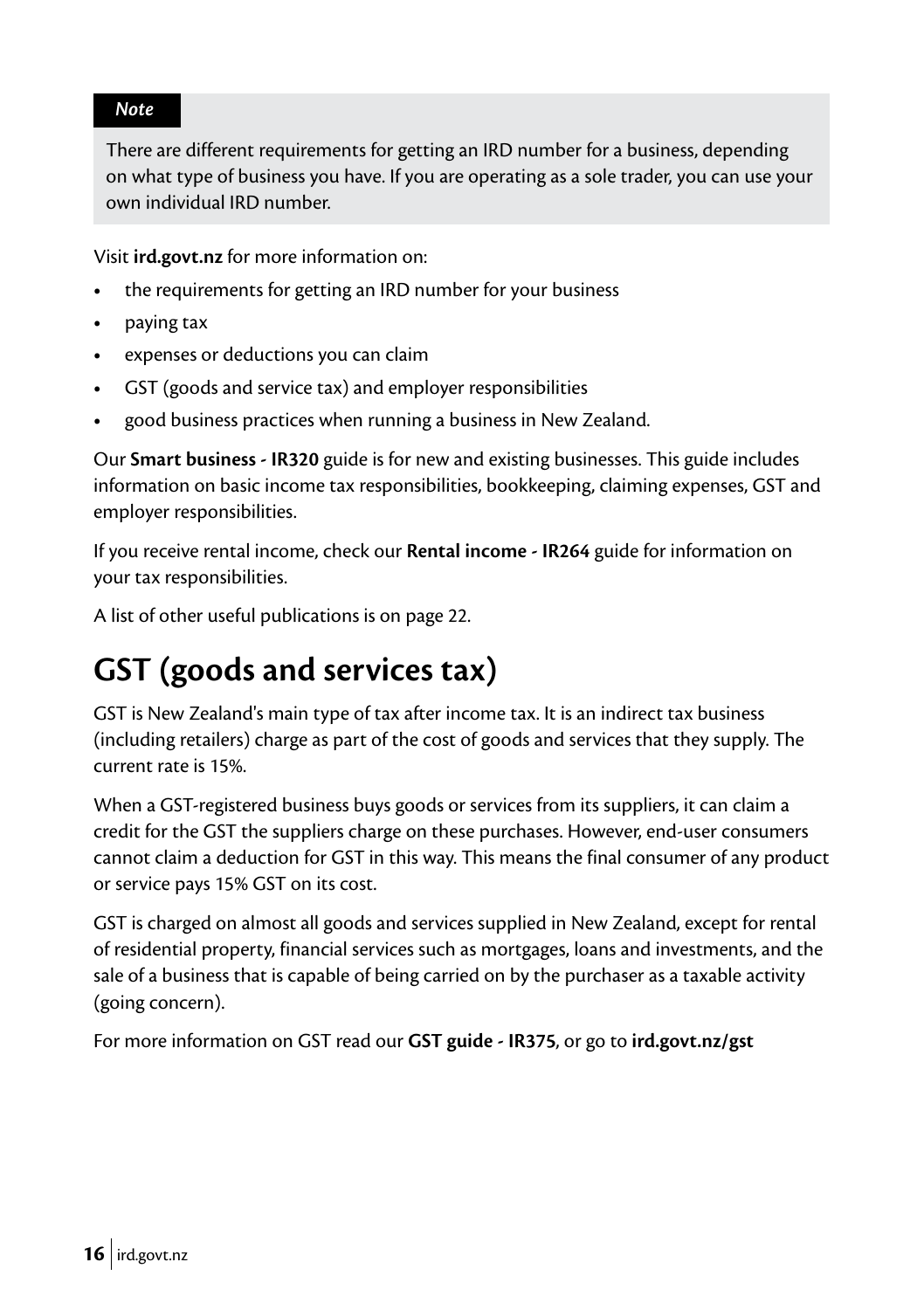*Note*

There are different requirements for getting an IRD number for a business, depending on what type of business you have. If you are operating as a sole trader, you can use your own individual IRD number.

Visit **ird.govt.nz** for more information on:

- the requirements for getting an IRD number for your business
- paying tax
- expenses or deductions you can claim
- GST (goods and service tax) and employer responsibilities
- good business practices when running a business in New Zealand.

Our **Smart business - IR320** guide is for new and existing businesses. This guide includes information on basic income tax responsibilities, bookkeeping, claiming expenses, GST and employer responsibilities.

If you receive rental income, check our **Rental income - IR264** guide for information on your tax responsibilities.

A list of other useful publications is on page 22.

# GST (goods and services tax)

GST is New Zealand's main type of tax after income tax. It is an indirect tax business (including retailers) charge as part of the cost of goods and services that they supply. The current rate is 15%.

When a GST-registered business buys goods or services from its suppliers, it can claim a credit for the GST the suppliers charge on these purchases. However, end-user consumers cannot claim a deduction for GST in this way. This means the final consumer of any product or service pays 15% GST on its cost.

GST is charged on almost all goods and services supplied in New Zealand, except for rental of residential property, financial services such as mortgages, loans and investments, and the sale of a business that is capable of being carried on by the purchaser as a taxable activity (going concern).

For more information on GST read our **GST guide - IR375**, or go to **ird.govt.nz/gst**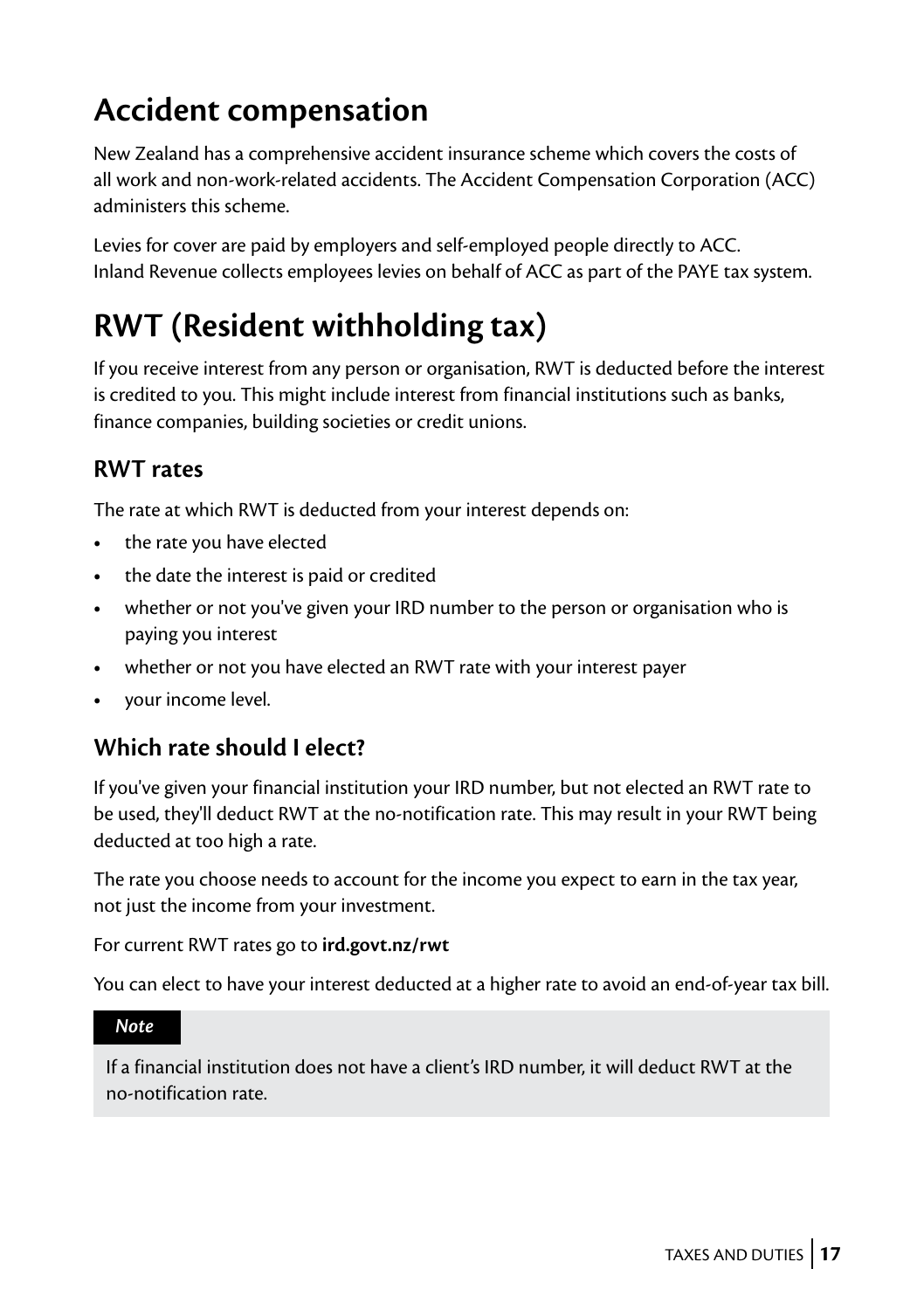# Accident compensation

New Zealand has a comprehensive accident insurance scheme which covers the costs of all work and non-work-related accidents. The Accident Compensation Corporation (ACC) administers this scheme.

Levies for cover are paid by employers and self-employed people directly to ACC. Inland Revenue collects employees levies on behalf of ACC as part of the PAYE tax system.

# RWT (Resident withholding tax)

If you receive interest from any person or organisation, RWT is deducted before the interest is credited to you. This might include interest from financial institutions such as banks, finance companies, building societies or credit unions.

## RWT rates

The rate at which RWT is deducted from your interest depends on:

- the rate you have elected
- the date the interest is paid or credited
- whether or not you've given your IRD number to the person or organisation who is paying you interest
- whether or not you have elected an RWT rate with your interest payer
- your income level.

## Which rate should I elect?

If you've given your financial institution your IRD number, but not elected an RWT rate to be used, they'll deduct RWT at the no-notification rate. This may result in your RWT being deducted at too high a rate.

The rate you choose needs to account for the income you expect to earn in the tax year, not just the income from your investment.

For current RWT rates go to **ird.govt.nz/rwt**

You can elect to have your interest deducted at a higher rate to avoid an end-of-year tax bill.

***Note***

If a financial institution does not have a client's IRD number, it will deduct RWT at the no-notification rate.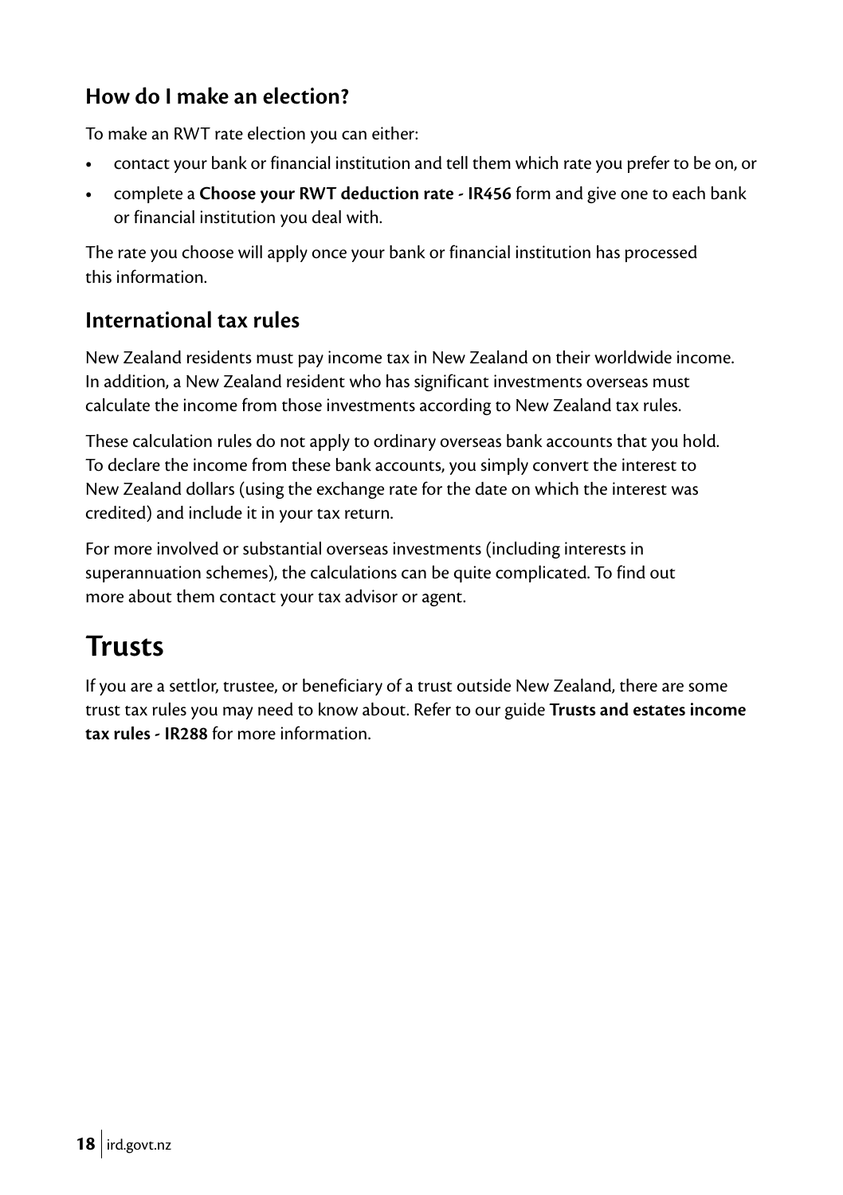### How do I make an election?

To make an RWT rate election you can either:

- contact your bank or financial institution and tell them which rate you prefer to be on, or
- complete a **Choose your RWT deduction rate - IR456** form and give one to each bank or financial institution you deal with.

The rate you choose will apply once your bank or financial institution has processed this information.

### International tax rules

New Zealand residents must pay income tax in New Zealand on their worldwide income. In addition, a New Zealand resident who has significant investments overseas must calculate the income from those investments according to New Zealand tax rules.

These calculation rules do not apply to ordinary overseas bank accounts that you hold. To declare the income from these bank accounts, you simply convert the interest to New Zealand dollars (using the exchange rate for the date on which the interest was credited) and include it in your tax return.

For more involved or substantial overseas investments (including interests in superannuation schemes), the calculations can be quite complicated. To find out more about them contact your tax advisor or agent.

## Trusts

If you are a settlor, trustee, or beneficiary of a trust outside New Zealand, there are some trust tax rules you may need to know about. Refer to our guide **Trusts and estates income tax rules - IR288** for more information.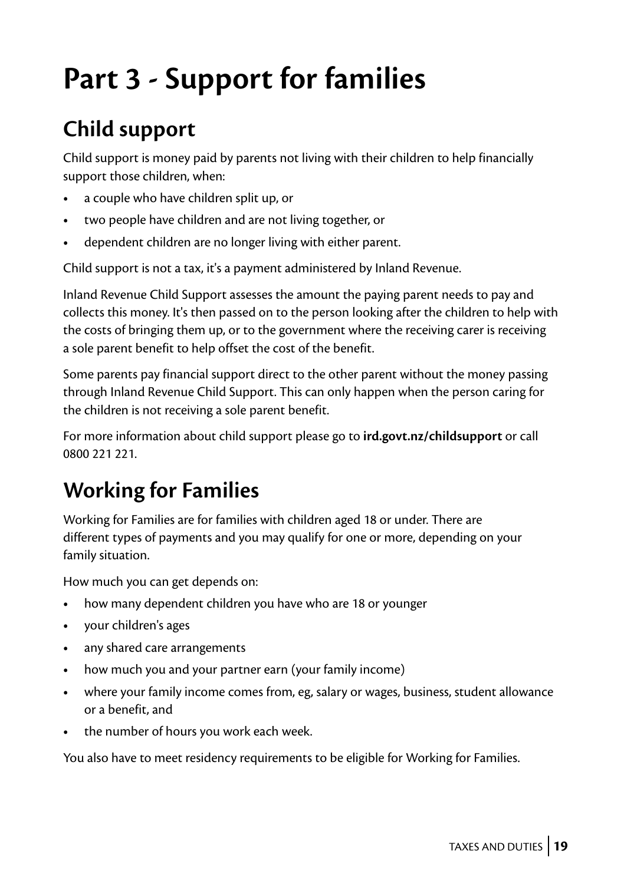# Part 3 - Support for families

## Child support

Child support is money paid by parents not living with their children to help financially support those children, when:

- a couple who have children split up, or
- two people have children and are not living together, or
- dependent children are no longer living with either parent.

Child support is not a tax, it's a payment administered by Inland Revenue.

Inland Revenue Child Support assesses the amount the paying parent needs to pay and collects this money. It's then passed on to the person looking after the children to help with the costs of bringing them up, or to the government where the receiving carer is receiving a sole parent benefit to help offset the cost of the benefit.

Some parents pay financial support direct to the other parent without the money passing through Inland Revenue Child Support. This can only happen when the person caring for the children is not receiving a sole parent benefit.

For more information about child support please go to **ird.govt.nz/childsupport** or call 0800 221 221.

## Working for Families

Working for Families are for families with children aged 18 or under. There are different types of payments and you may qualify for one or more, depending on your family situation.

How much you can get depends on:

- how many dependent children you have who are 18 or younger
- your children's ages
- any shared care arrangements
- how much you and your partner earn (your family income)
- where your family income comes from, eg, salary or wages, business, student allowance or a benefit, and
- the number of hours you work each week.

You also have to meet residency requirements to be eligible for Working for Families.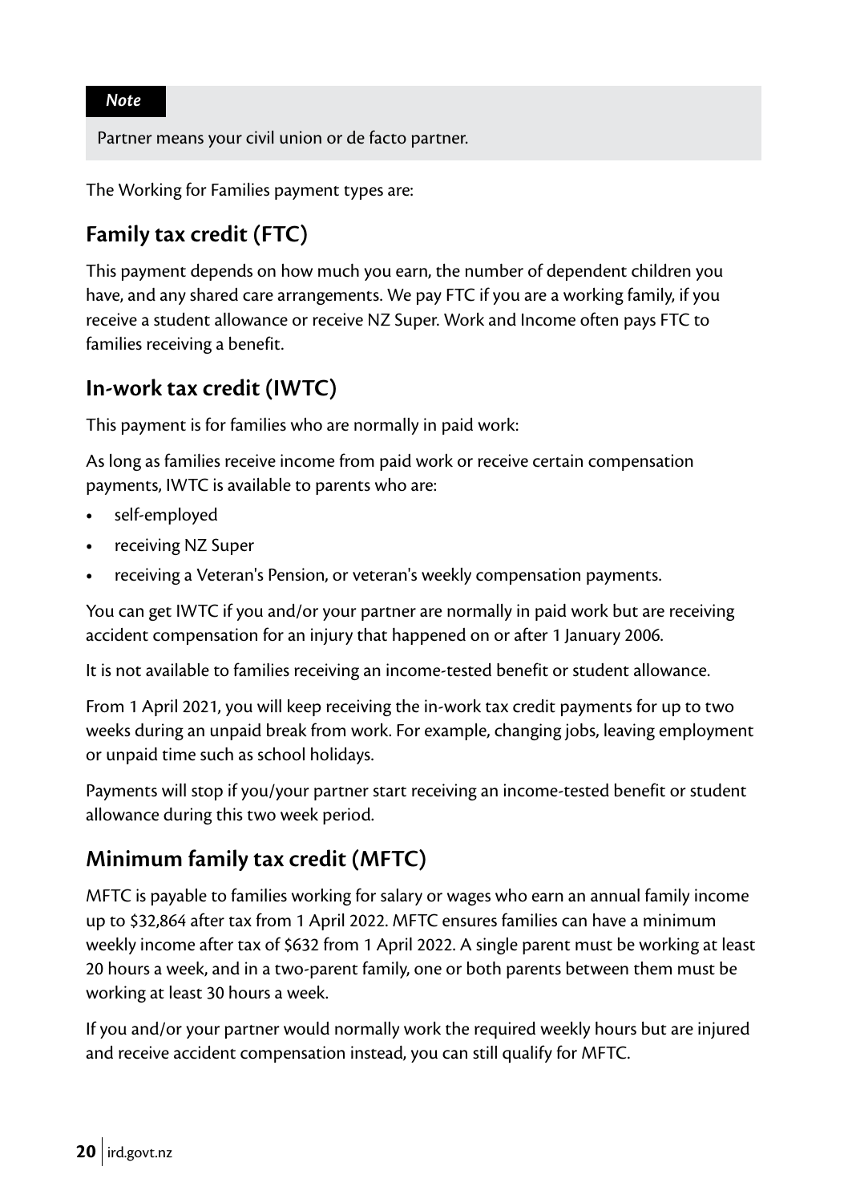*Note*

Partner means your civil union or de facto partner.

The Working for Families payment types are:

## Family tax credit (FTC)

This payment depends on how much you earn, the number of dependent children you have, and any shared care arrangements. We pay FTC if you are a working family, if you receive a student allowance or receive NZ Super. Work and Income often pays FTC to families receiving a benefit.

## In-work tax credit (IWTC)

This payment is for families who are normally in paid work:

As long as families receive income from paid work or receive certain compensation payments, IWTC is available to parents who are:

- self-employed
- receiving NZ Super
- receiving a Veteran's Pension, or veteran's weekly compensation payments.

You can get IWTC if you and/or your partner are normally in paid work but are receiving accident compensation for an injury that happened on or after 1 January 2006.

It is not available to families receiving an income-tested benefit or student allowance.

From 1 April 2021, you will keep receiving the in-work tax credit payments for up to two weeks during an unpaid break from work. For example, changing jobs, leaving employment or unpaid time such as school holidays.

Payments will stop if you/your partner start receiving an income-tested benefit or student allowance during this two week period.

## Minimum family tax credit (MFTC)

MFTC is payable to families working for salary or wages who earn an annual family income up to $32,864 after tax from 1 April 2022. MFTC ensures families can have a minimum weekly income after tax of $632 from 1 April 2022. A single parent must be working at least 20 hours a week, and in a two-parent family, one or both parents between them must be working at least 30 hours a week.

If you and/or your partner would normally work the required weekly hours but are injured and receive accident compensation instead, you can still qualify for MFTC.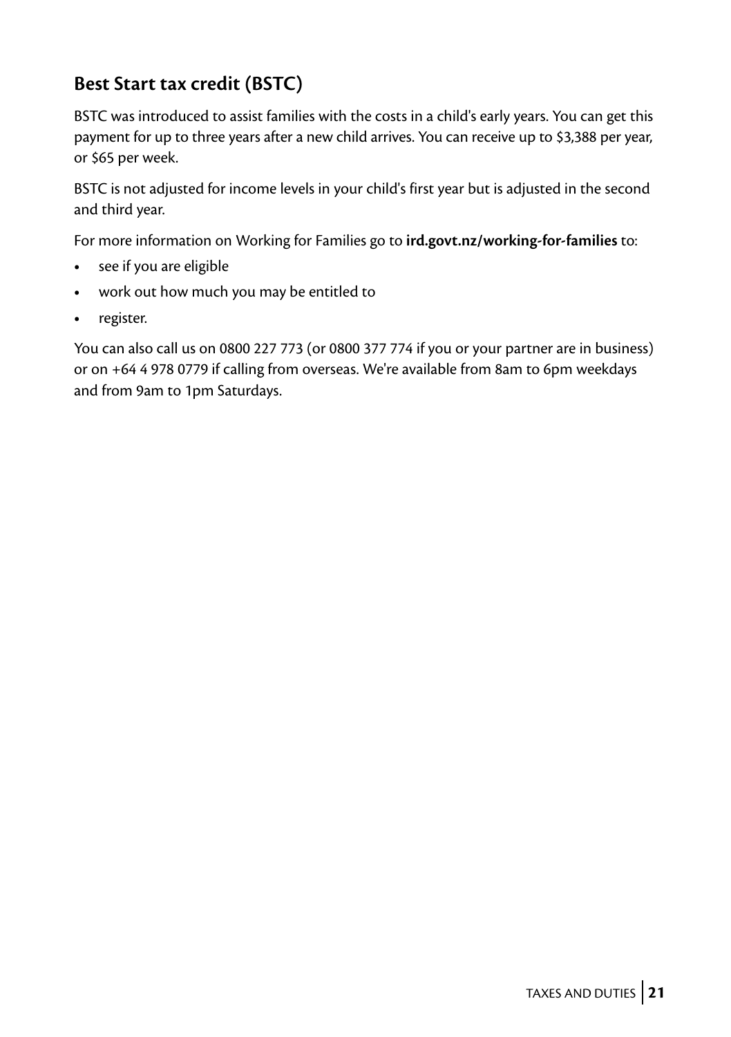## Best Start tax credit (BSTC)

BSTC was introduced to assist families with the costs in a child's early years. You can get this payment for up to three years after a new child arrives. You can receive up to $3,388 per year, or $65 per week.

BSTC is not adjusted for income levels in your child's first year but is adjusted in the second and third year.

For more information on Working for Families go to **ird.govt.nz/working-for-families** to:

- see if you are eligible
- work out how much you may be entitled to
- register.

You can also call us on 0800 227 773 (or 0800 377 774 if you or your partner are in business) or on +64 4 978 0779 if calling from overseas. We're available from 8am to 6pm weekdays and from 9am to 1pm Saturdays.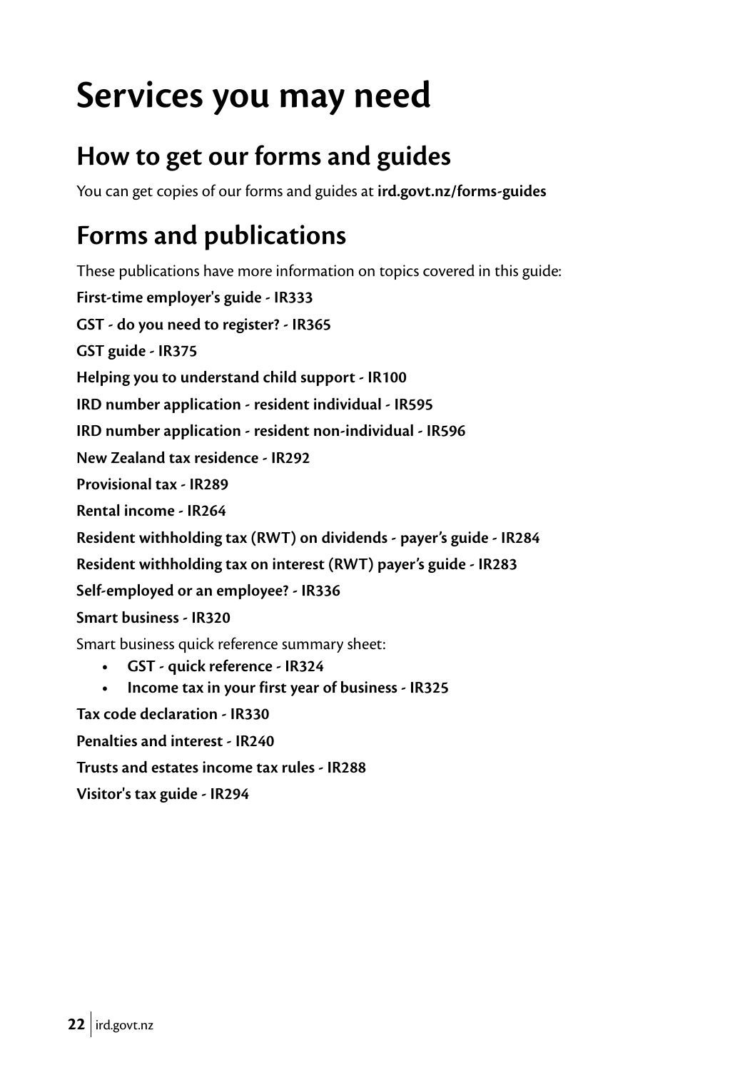# Services you may need

## How to get our forms and guides

You can get copies of our forms and guides at **ird.govt.nz/forms-guides**

## Forms and publications

These publications have more information on topics covered in this guide:

**First-time employer's guide - IR333**

**GST - do you need to register? - IR365**

**GST guide - IR375**

**Helping you to understand child support - IR100**

**IRD number application - resident individual - IR595**

**IRD number application - resident non-individual - IR596**

**New Zealand tax residence - IR292**

**Provisional tax - IR289**

**Rental income - IR264**

**Resident withholding tax (RWT) on dividends - payer's guide - IR284**

**Resident withholding tax on interest (RWT) payer's guide - IR283**

**Self-employed or an employee? - IR336**

**Smart business - IR320**

Smart business quick reference summary sheet:

- **GST - quick reference - IR324**
- **Income tax in your first year of business - IR325**

**Tax code declaration - IR330**

**Penalties and interest - IR240**

**Trusts and estates income tax rules - IR288**

**Visitor's tax guide - IR294**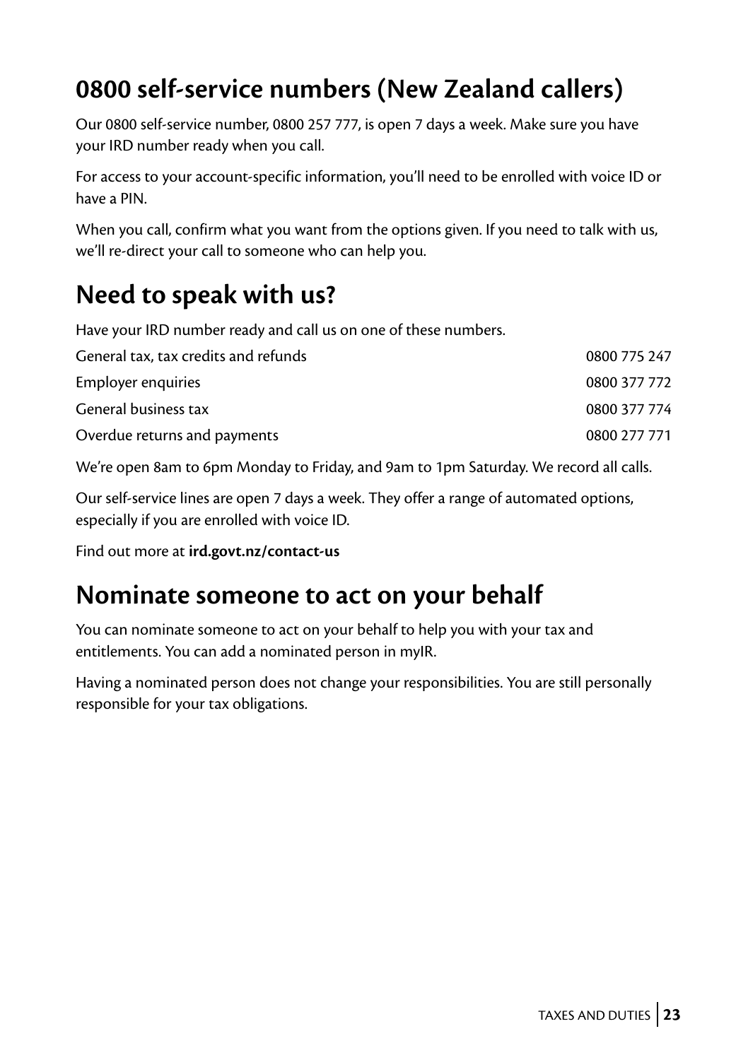## 0800 self-service numbers (New Zealand callers)

Our 0800 self-service number, 0800 257 777, is open 7 days a week. Make sure you have your IRD number ready when you call.

For access to your account-specific information, you'll need to be enrolled with voice ID or have a PIN.

When you call, confirm what you want from the options given. If you need to talk with us, we'll re-direct your call to someone who can help you.

## Need to speak with us?

Have your IRD number ready and call us on one of these numbers.

| | |
|---|---|
| General tax, tax credits and refunds | 0800 775 247 |
| Employer enquiries | 0800 377 772 |
| General business tax | 0800 377 774 |
| Overdue returns and payments | 0800 277 771 |

We're open 8am to 6pm Monday to Friday, and 9am to 1pm Saturday. We record all calls.

Our self-service lines are open 7 days a week. They offer a range of automated options, especially if you are enrolled with voice ID.

Find out more at **ird.govt.nz/contact-us**

## Nominate someone to act on your behalf

You can nominate someone to act on your behalf to help you with your tax and entitlements. You can add a nominated person in myIR.

Having a nominated person does not change your responsibilities. You are still personally responsible for your tax obligations.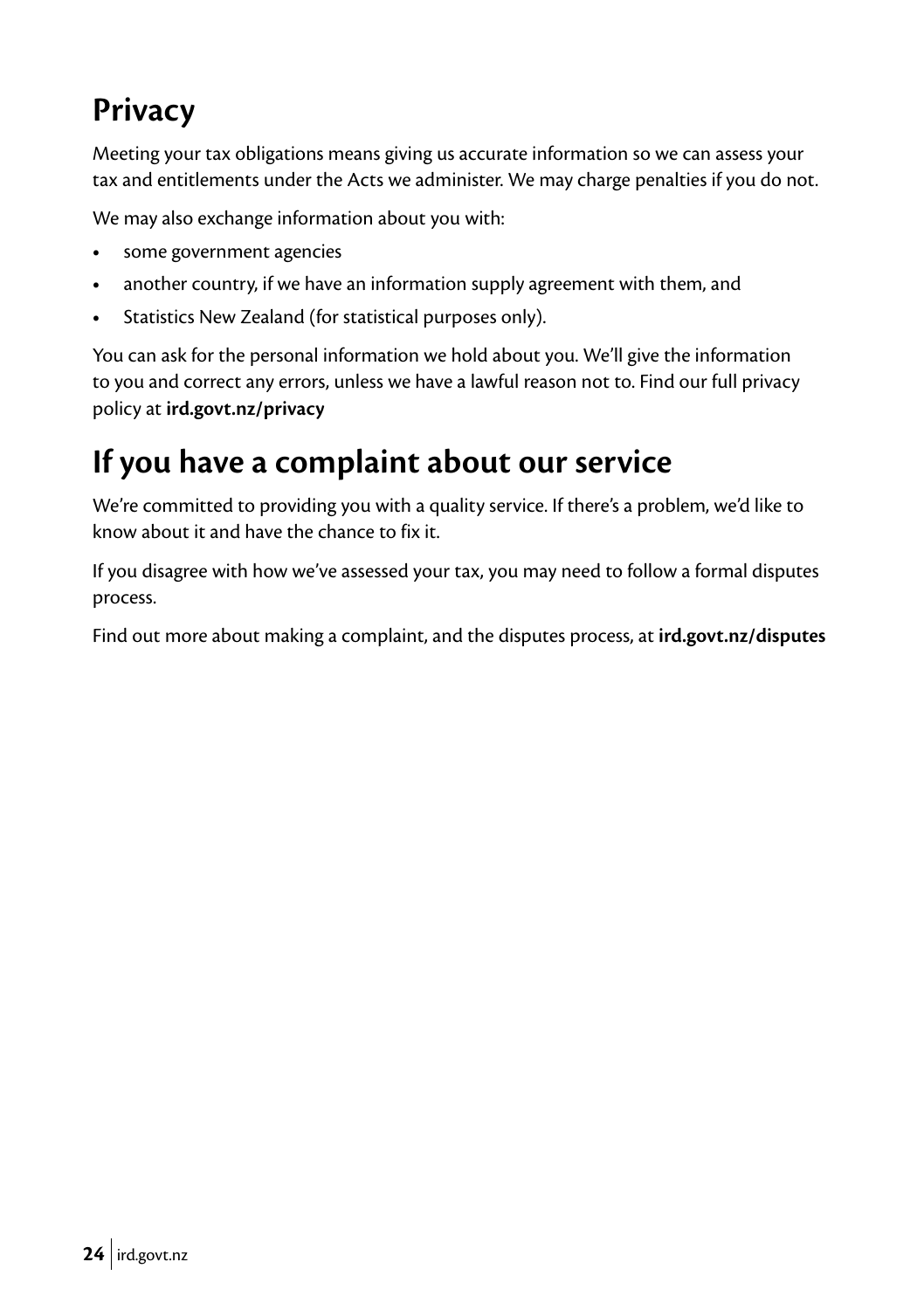## Privacy

Meeting your tax obligations means giving us accurate information so we can assess your tax and entitlements under the Acts we administer. We may charge penalties if you do not.

We may also exchange information about you with:

- some government agencies
- another country, if we have an information supply agreement with them, and
- Statistics New Zealand (for statistical purposes only).

You can ask for the personal information we hold about you. We'll give the information to you and correct any errors, unless we have a lawful reason not to. Find our full privacy policy at **ird.govt.nz/privacy**

## If you have a complaint about our service

We're committed to providing you with a quality service. If there's a problem, we'd like to know about it and have the chance to fix it.

If you disagree with how we've assessed your tax, you may need to follow a formal disputes process.

Find out more about making a complaint, and the disputes process, at **ird.govt.nz/disputes**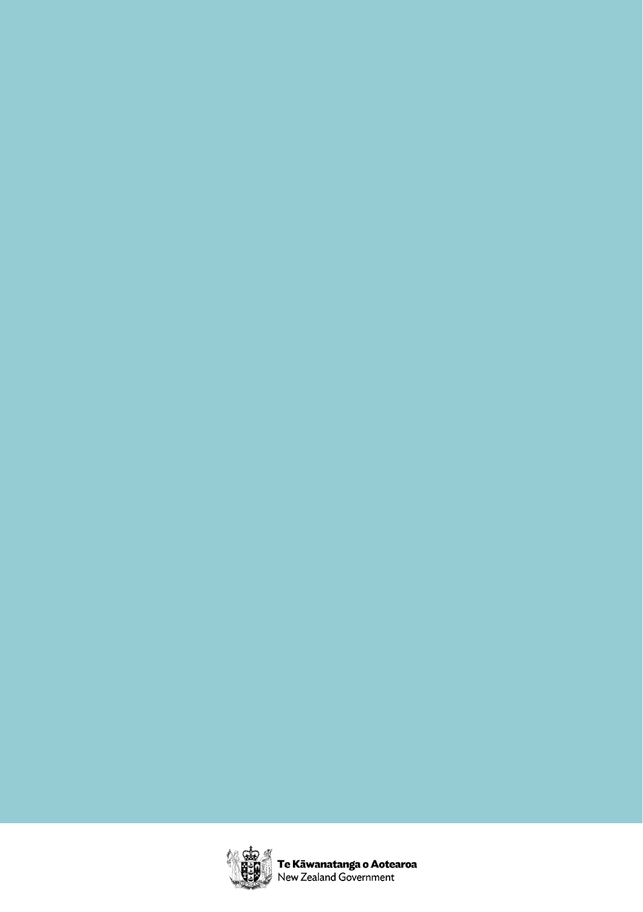Te Kāwanatanga o Aotearoa
New Zealand Government